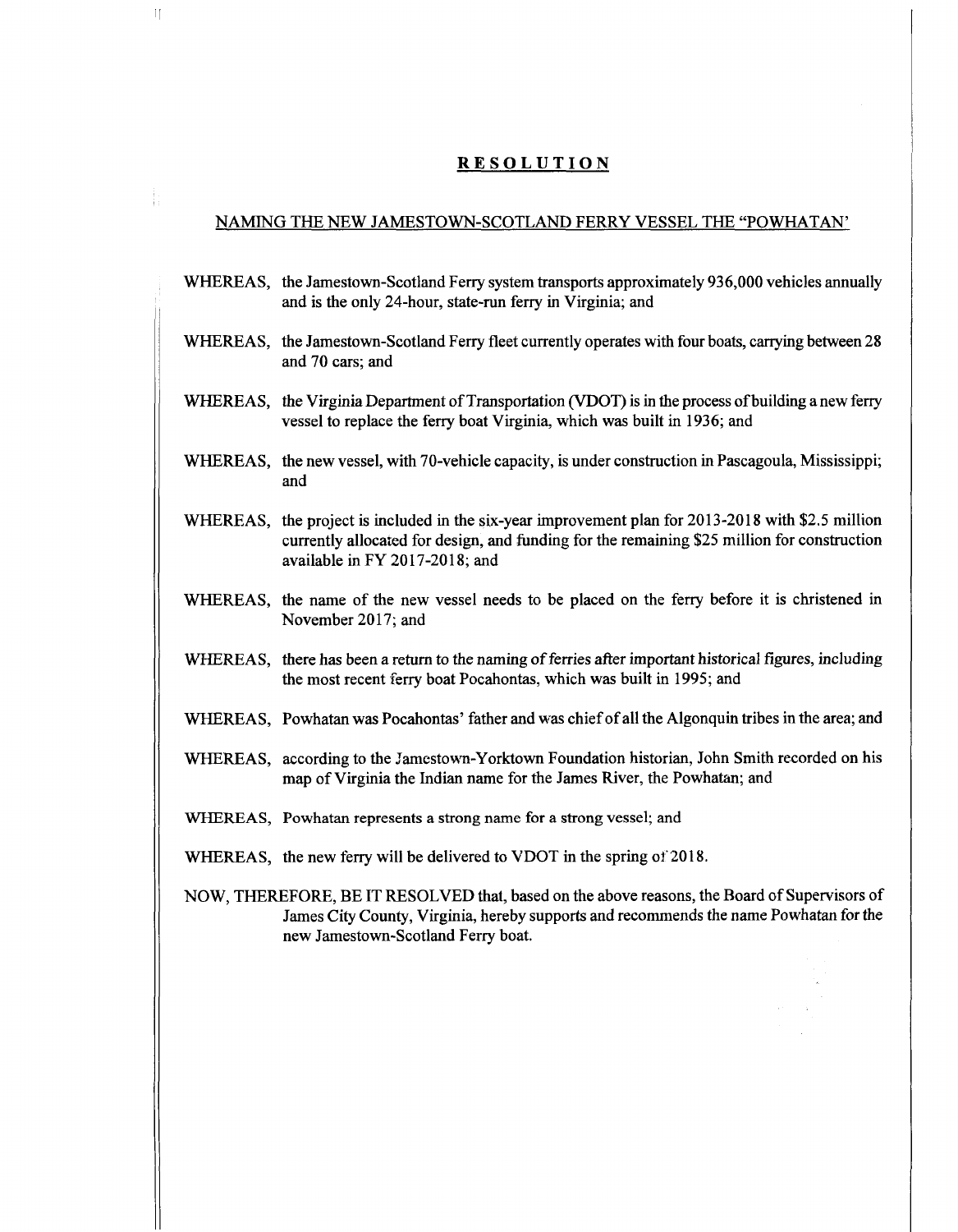# RESOLUTION

## NAMING THE NEW JAMESTOWN-SCOTLAND FERRY VESSEL THE "POWHATAN'

WHEREAS, the Jamestown-Scotland Ferry system transports approximately 936,000 vehicles annually and is the only 24-hour, state-run ferry in Virginia; and

WHEREAS, the Jamestown-Scotland Ferry fleet currently operates with four boats, carrying between 28 and 70 cars; and

WHEREAS, the Virginia Department of Transportation (VDOT) is in the process of building a new ferry vessel to replace the ferry boat Virginia, which was built in 1936; and

WHEREAS, the new vessel, with 70-vehicle capacity, is under construction in Pascagoula, Mississippi; and

WHEREAS, the project is included in the six-year improvement plan for 2013-2018 with \$2.5 million currently allocated for design, and funding for the remaining \$25 million for construction available in FY 2017-2018; and

WHEREAS, the name of the new vessel needs to be placed on the ferry before it is christened in November 2017; and

WHEREAS, there has been a return to the naming of ferries after important historical figures, including the most recent ferry boat Pocahontas, which was built in 1995; and

WHEREAS, Powhatan was Pocahontas' father and was chief of all the Algonquin tribes in the area; and

WHEREAS, according to the Jamestown-Yorktown Foundation historian, John Smith recorded on his map of Virginia the Indian name for the James River, the Powhatan; and

WHEREAS, Powhatan represents a strong name for a strong vessel; and

WHEREAS, the new ferry will be delivered to VDOT in the spring of 2018.

NOW, THEREFORE, BE IT RESOLVED that, based on the above reasons, the Board of Supervisors of James City County, Virginia, hereby supports and recommends the name Powhatan for the new Jamestown-Scotland Ferry boat.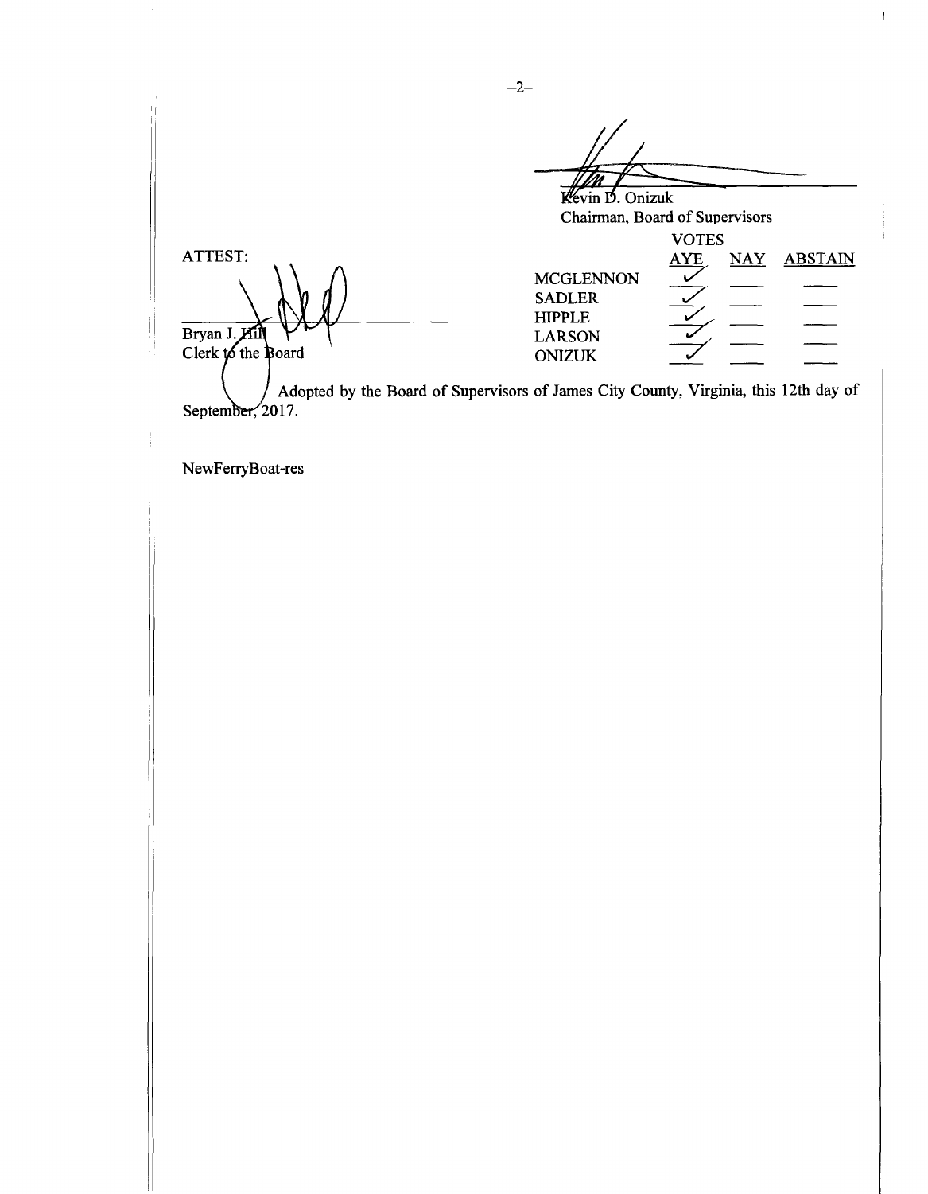Kevin D. Onizuk
Chairman, Board of Supervisors

ATTEST:

Bryan J. Hill
Clerk to the Board

| | VOTES | | |
|---|---|---|---|
| | AYE | NAY | ABSTAIN |
| MCGLENNON | ✓ | | |
| SADLER | ✓ | | |
| HIPPLE | ✓ | | |
| LARSON | ✓ | | |
| ONIZUK | ✓ | | |

Adopted by the Board of Supervisors of James City County, Virginia, this 12th day of September, 2017.

NewFerryBoat-res